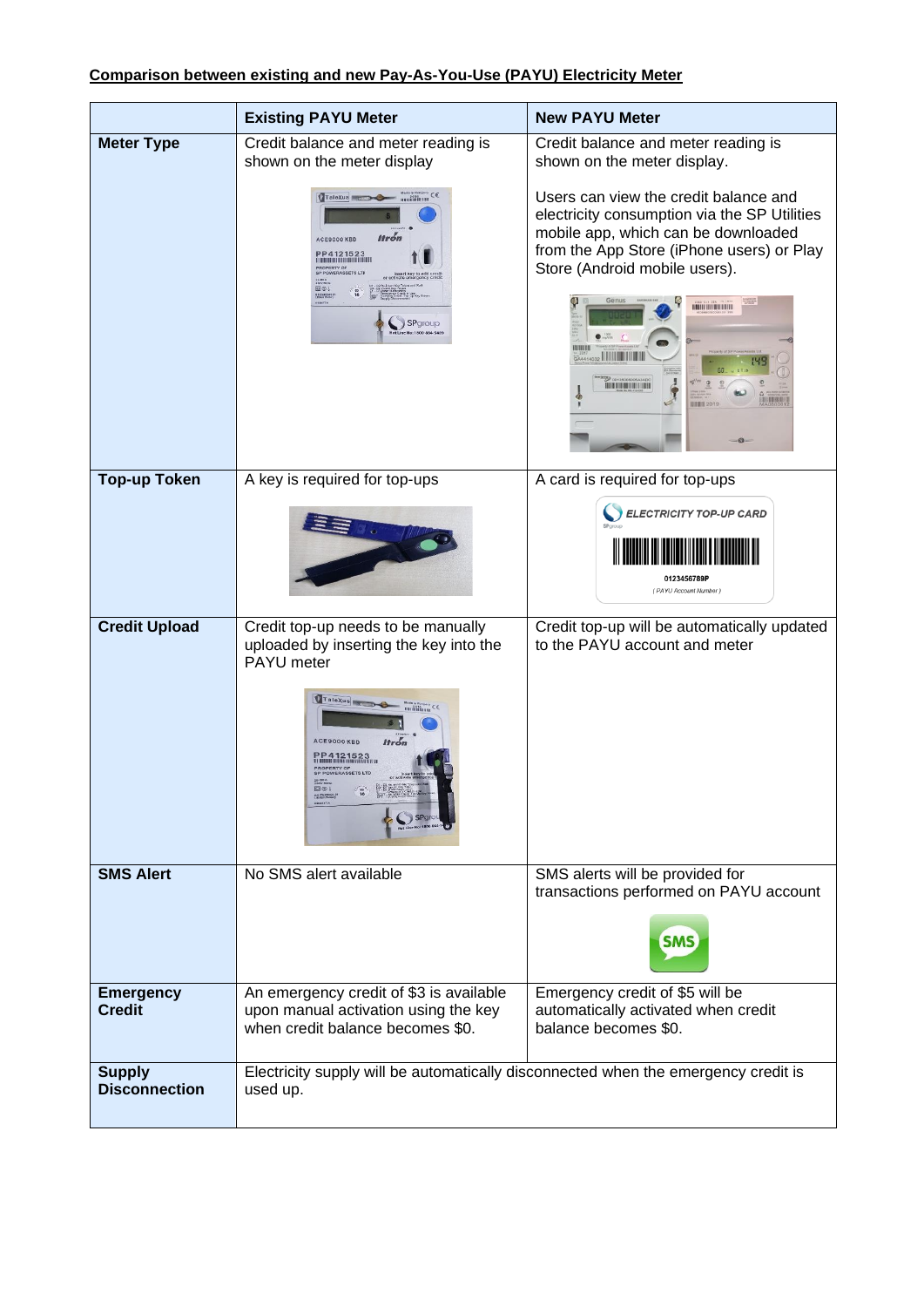**Comparison between existing and new Pay-As-You-Use (PAYU) Electricity Meter**

| | Existing PAYU Meter | New PAYU Meter |
|---|---|---|
| **Meter Type** | Credit balance and meter reading is shown on the meter display | Credit balance and meter reading is shown on the meter display.<br><br>Users can view the credit balance and electricity consumption via the SP Utilities mobile app, which can be downloaded from the App Store (iPhone users) or Play Store (Android mobile users). |
| **Top-up Token** | A key is required for top-ups | A card is required for top-ups |
| **Credit Upload** | Credit top-up needs to be manually uploaded by inserting the key into the PAYU meter | Credit top-up will be automatically updated to the PAYU account and meter |
| **SMS Alert** | No SMS alert available | SMS alerts will be provided for transactions performed on PAYU account |
| **Emergency Credit** | An emergency credit of $3 is available upon manual activation using the key when credit balance becomes $0. | Emergency credit of $5 will be automatically activated when credit balance becomes $0. |
| **Supply Disconnection** | Electricity supply will be automatically disconnected when the emergency credit is used up. | |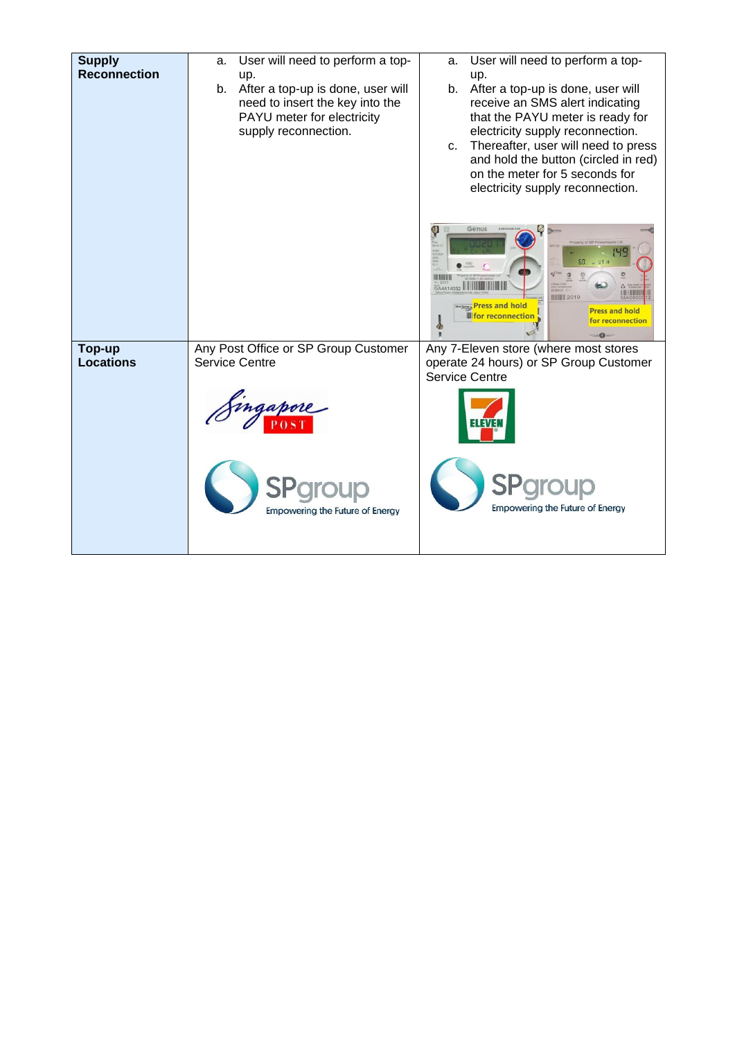| | | |
|---|---|---|
| **Supply Reconnection** | a. User will need to perform a top-up.<br>b. After a top-up is done, user will need to insert the key into the PAYU meter for electricity supply reconnection. | a. User will need to perform a top-up.<br>b. After a top-up is done, user will receive an SMS alert indicating that the PAYU meter is ready for electricity supply reconnection.<br>c. Thereafter, user will need to press and hold the button (circled in red) on the meter for 5 seconds for electricity supply reconnection.<br>Press and hold for reconnection<br>Press and hold for reconnection |
| **Top-up Locations** | Any Post Office or SP Group Customer Service Centre | Any 7-Eleven store (where most stores operate 24 hours) or SP Group Customer Service Centre |